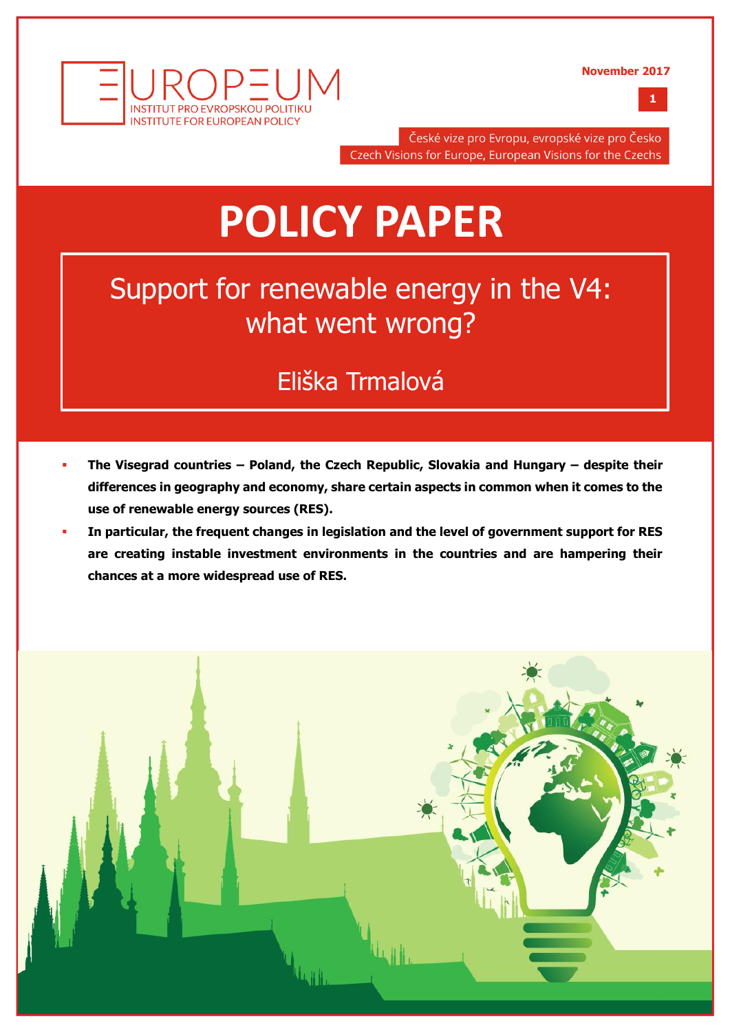EUROPEUM
INSTITUT PRO EVROPSKOU POLITIKU
INSTITUTE FOR EUROPEAN POLICY

November 2017

České vize pro Evropu, evropské vize pro Česko
Czech Visions for Europe, European Visions for the Czechs

# POLICY PAPER

## Support for renewable energy in the V4: what went wrong?

Eliška Trmalová

- **The Visegrad countries – Poland, the Czech Republic, Slovakia and Hungary – despite their differences in geography and economy, share certain aspects in common when it comes to the use of renewable energy sources (RES).**
- **In particular, the frequent changes in legislation and the level of government support for RES are creating instable investment environments in the countries and are hampering their chances at a more widespread use of RES.**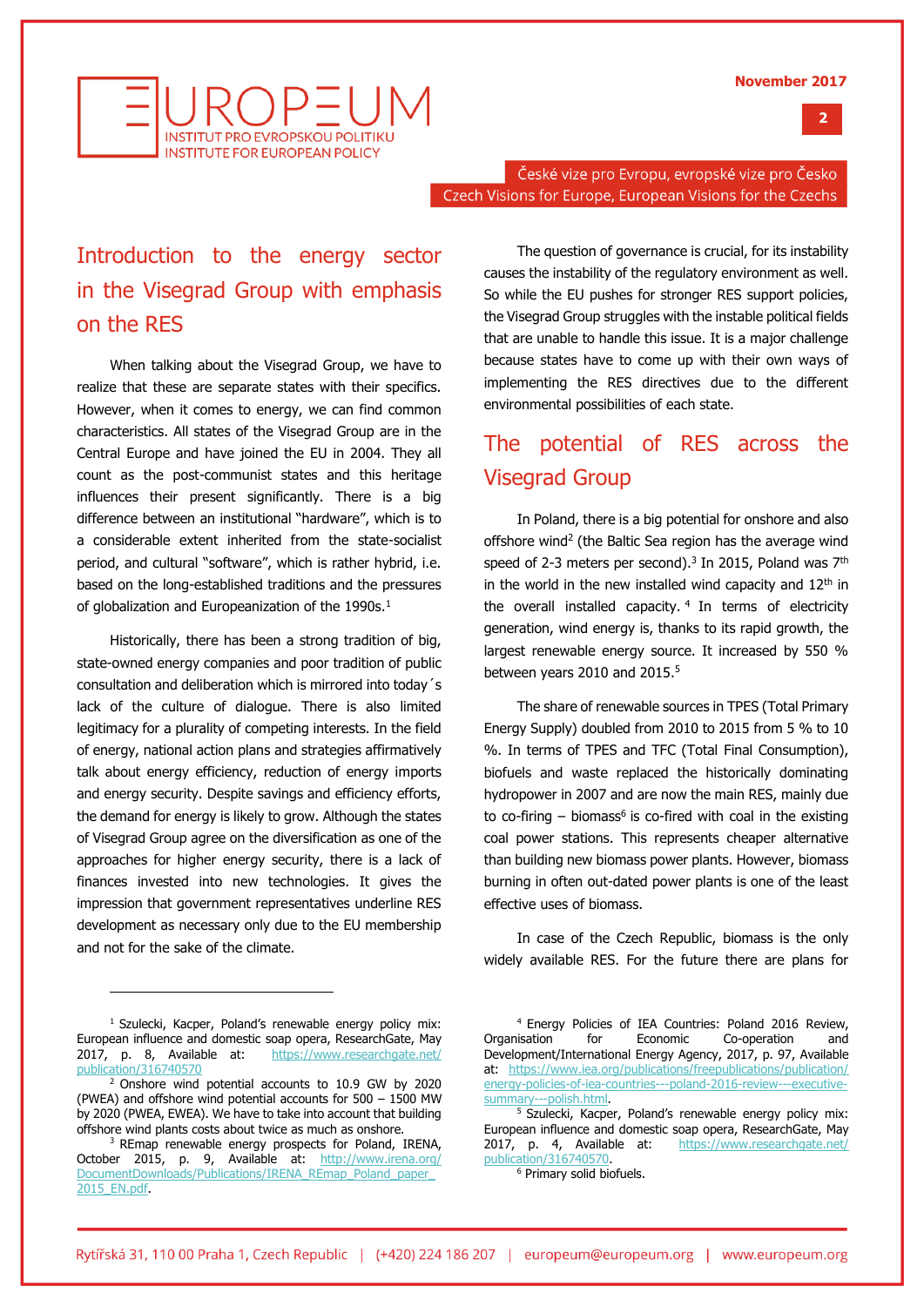## Introduction to the energy sector in the Visegrad Group with emphasis on the RES

When talking about the Visegrad Group, we have to realize that these are separate states with their specifics. However, when it comes to energy, we can find common characteristics. All states of the Visegrad Group are in the Central Europe and have joined the EU in 2004. They all count as the post-communist states and this heritage influences their present significantly. There is a big difference between an institutional "hardware", which is to a considerable extent inherited from the state-socialist period, and cultural "software", which is rather hybrid, i.e. based on the long-established traditions and the pressures of globalization and Europeanization of the 1990s.[1]

Historically, there has been a strong tradition of big, state-owned energy companies and poor tradition of public consultation and deliberation which is mirrored into today´s lack of the culture of dialogue. There is also limited legitimacy for a plurality of competing interests. In the field of energy, national action plans and strategies affirmatively talk about energy efficiency, reduction of energy imports and energy security. Despite savings and efficiency efforts, the demand for energy is likely to grow. Although the states of Visegrad Group agree on the diversification as one of the approaches for higher energy security, there is a lack of finances invested into new technologies. It gives the impression that government representatives underline RES development as necessary only due to the EU membership and not for the sake of the climate.

The question of governance is crucial, for its instability causes the instability of the regulatory environment as well. So while the EU pushes for stronger RES support policies, the Visegrad Group struggles with the instable political fields that are unable to handle this issue. It is a major challenge because states have to come up with their own ways of implementing the RES directives due to the different environmental possibilities of each state.

## The potential of RES across the Visegrad Group

In Poland, there is a big potential for onshore and also offshore wind[2] (the Baltic Sea region has the average wind speed of 2-3 meters per second).[3] In 2015, Poland was 7th in the world in the new installed wind capacity and 12th in the overall installed capacity.[4] In terms of electricity generation, wind energy is, thanks to its rapid growth, the largest renewable energy source. It increased by 550 % between years 2010 and 2015.[5]

The share of renewable sources in TPES (Total Primary Energy Supply) doubled from 2010 to 2015 from 5 % to 10 %. In terms of TPES and TFC (Total Final Consumption), biofuels and waste replaced the historically dominating hydropower in 2007 and are now the main RES, mainly due to co-firing – biomass[6] is co-fired with coal in the existing coal power stations. This represents cheaper alternative than building new biomass power plants. However, biomass burning in often out-dated power plants is one of the least effective uses of biomass.

In case of the Czech Republic, biomass is the only widely available RES. For the future there are plans for

---

[1] Szulecki, Kacper, Poland's renewable energy policy mix: European influence and domestic soap opera, ResearchGate, May 2017, p. 8, Available at: https://www.researchgate.net/publication/316740570

[2] Onshore wind potential accounts to 10.9 GW by 2020 (PWEA) and offshore wind potential accounts for 500 – 1500 MW by 2020 (PWEA, EWEA). We have to take into account that building offshore wind plants costs about twice as much as onshore.

[3] REmap renewable energy prospects for Poland, IRENA, October 2015, p. 9, Available at: http://www.irena.org/DocumentDownloads/Publications/IRENA_REmap_Poland_paper_2015_EN.pdf.

[4] Energy Policies of IEA Countries: Poland 2016 Review, Organisation for Economic Co-operation and Development/International Energy Agency, 2017, p. 97, Available at: https://www.iea.org/publications/freepublications/publication/energy-policies-of-iea-countries---poland-2016-review---executive-summary---polish.html.

[5] Szulecki, Kacper, Poland's renewable energy policy mix: European influence and domestic soap opera, ResearchGate, May 2017, p. 4, Available at: https://www.researchgate.net/publication/316740570.

[6] Primary solid biofuels.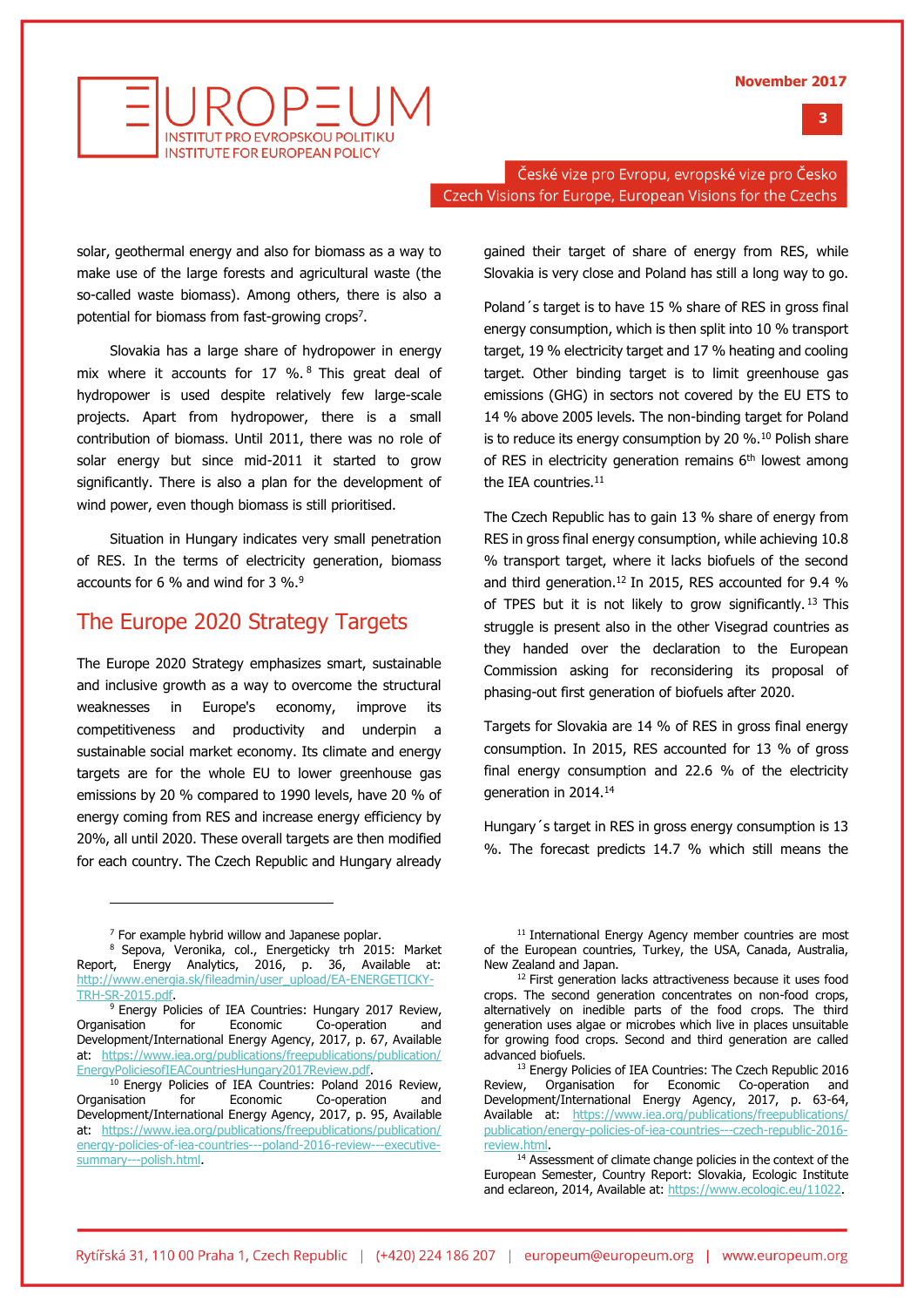solar, geothermal energy and also for biomass as a way to make use of the large forests and agricultural waste (the so-called waste biomass). Among others, there is also a potential for biomass from fast-growing crops[7].

Slovakia has a large share of hydropower in energy mix where it accounts for 17 %.[8] This great deal of hydropower is used despite relatively few large-scale projects. Apart from hydropower, there is a small contribution of biomass. Until 2011, there was no role of solar energy but since mid-2011 it started to grow significantly. There is also a plan for the development of wind power, even though biomass is still prioritised.

Situation in Hungary indicates very small penetration of RES. In the terms of electricity generation, biomass accounts for 6 % and wind for 3 %.[9]

## The Europe 2020 Strategy Targets

The Europe 2020 Strategy emphasizes smart, sustainable and inclusive growth as a way to overcome the structural weaknesses in Europe's economy, improve its competitiveness and productivity and underpin a sustainable social market economy. Its climate and energy targets are for the whole EU to lower greenhouse gas emissions by 20 % compared to 1990 levels, have 20 % of energy coming from RES and increase energy efficiency by 20%, all until 2020. These overall targets are then modified for each country. The Czech Republic and Hungary already gained their target of share of energy from RES, while Slovakia is very close and Poland has still a long way to go.

Poland´s target is to have 15 % share of RES in gross final energy consumption, which is then split into 10 % transport target, 19 % electricity target and 17 % heating and cooling target. Other binding target is to limit greenhouse gas emissions (GHG) in sectors not covered by the EU ETS to 14 % above 2005 levels. The non-binding target for Poland is to reduce its energy consumption by 20 %.[10] Polish share of RES in electricity generation remains 6th lowest among the IEA countries.[11]

The Czech Republic has to gain 13 % share of energy from RES in gross final energy consumption, while achieving 10.8 % transport target, where it lacks biofuels of the second and third generation.[12] In 2015, RES accounted for 9.4 % of TPES but it is not likely to grow significantly.[13] This struggle is present also in the other Visegrad countries as they handed over the declaration to the European Commission asking for reconsidering its proposal of phasing-out first generation of biofuels after 2020.

Targets for Slovakia are 14 % of RES in gross final energy consumption. In 2015, RES accounted for 13 % of gross final energy consumption and 22.6 % of the electricity generation in 2014.[14]

Hungary´s target in RES in gross energy consumption is 13 %. The forecast predicts 14.7 % which still means the

---

[7] For example hybrid willow and Japanese poplar.

[8] Sepova, Veronika, col., Energeticky trh 2015: Market Report, Energy Analytics, 2016, p. 36, Available at: http://www.energia.sk/fileadmin/user_upload/EA-ENERGETICKY-TRH-SR-2015.pdf.

[9] Energy Policies of IEA Countries: Hungary 2017 Review, Organisation for Economic Co-operation and Development/International Energy Agency, 2017, p. 67, Available at: https://www.iea.org/publications/freepublications/publication/EnergyPoliciesofIEACountriesHungary2017Review.pdf.

[10] Energy Policies of IEA Countries: Poland 2016 Review, Organisation for Economic Co-operation and Development/International Energy Agency, 2017, p. 95, Available at: https://www.iea.org/publications/freepublications/publication/energy-policies-of-iea-countries---poland-2016-review---executive-summary---polish.html.

[11] International Energy Agency member countries are most of the European countries, Turkey, the USA, Canada, Australia, New Zealand and Japan.

[12] First generation lacks attractiveness because it uses food crops. The second generation concentrates on non-food crops, alternatively on inedible parts of the food crops. The third generation uses algae or microbes which live in places unsuitable for growing food crops. Second and third generation are called advanced biofuels.

[13] Energy Policies of IEA Countries: The Czech Republic 2016 Review, Organisation for Economic Co-operation and Development/International Energy Agency, 2017, p. 63-64, Available at: https://www.iea.org/publications/freepublications/publication/energy-policies-of-iea-countries---czech-republic-2016-review.html.

[14] Assessment of climate change policies in the context of the European Semester, Country Report: Slovakia, Ecologic Institute and eclareon, 2014, Available at: https://www.ecologic.eu/11022.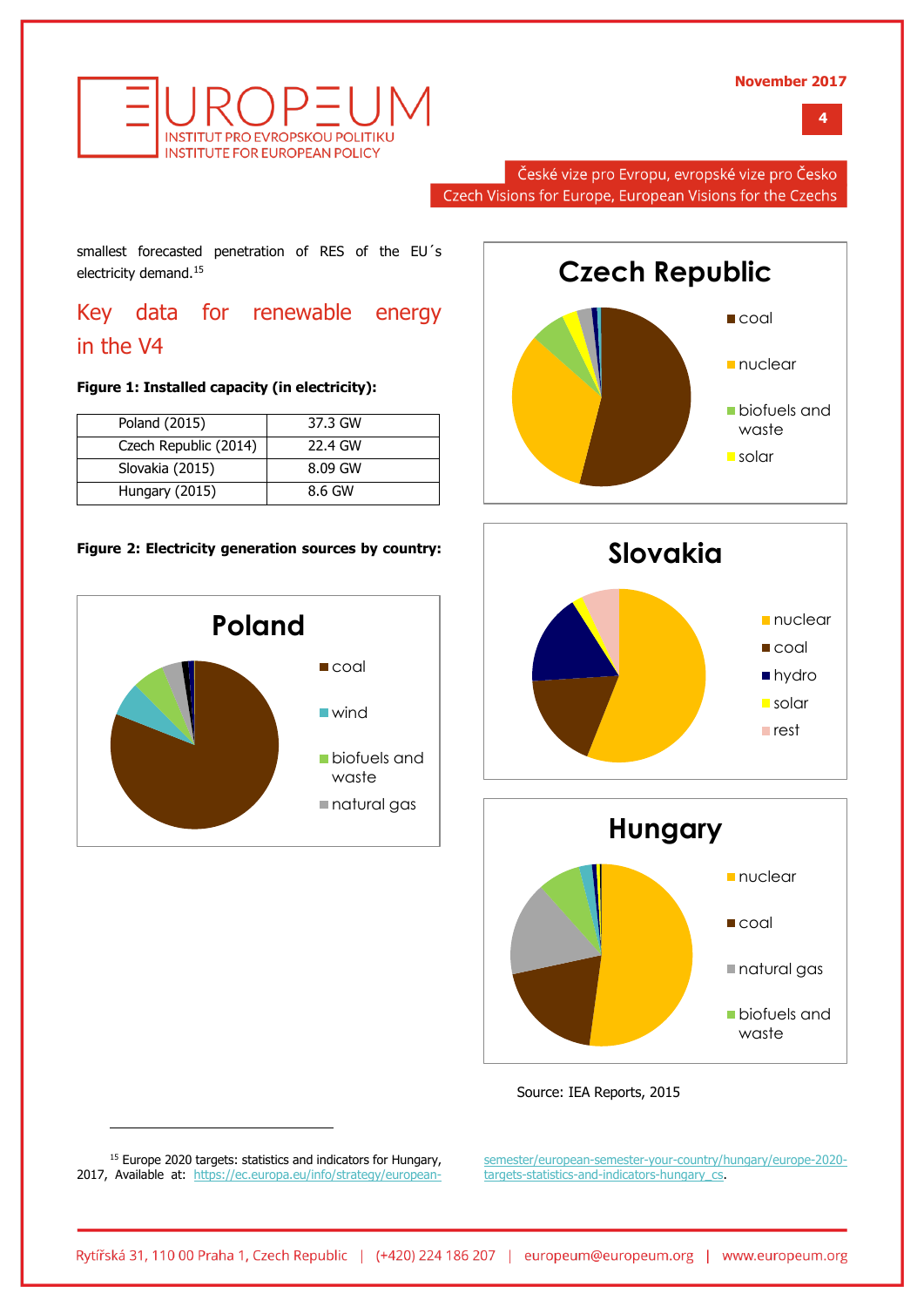smallest forecasted penetration of RES of the EU´s electricity demand.[15]

## Key data for renewable energy in the V4

**Figure 1: Installed capacity (in electricity):**

| Poland (2015) | 37.3 GW |
|---|---|
| Czech Republic (2014) | 22.4 GW |
| Slovakia (2015) | 8.09 GW |
| Hungary (2015) | 8.6 GW |

**Figure 2: Electricity generation sources by country:**

Source: IEA Reports, 2015

---

[15] Europe 2020 targets: statistics and indicators for Hungary, 2017, Available at: https://ec.europa.eu/info/strategy/european-semester/european-semester-your-country/hungary/europe-2020-targets-statistics-and-indicators-hungary_cs.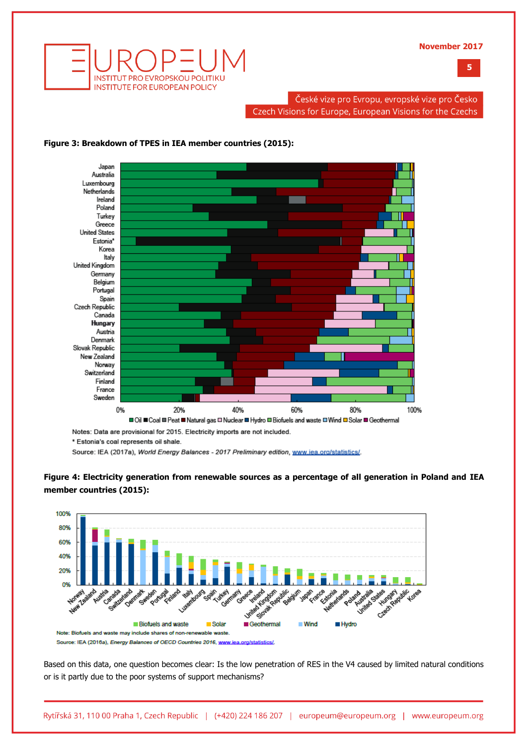**Figure 3: Breakdown of TPES in IEA member countries (2015):**

Notes: Data are provisional for 2015. Electricity imports are not included.

* Estonia's coal represents oil shale.

Source: IEA (2017a), *World Energy Balances - 2017 Preliminary edition*, www.iea.org/statistics/.

**Figure 4: Electricity generation from renewable sources as a percentage of all generation in Poland and IEA member countries (2015):**

Note: Biofuels and waste may include shares of non-renewable waste.

Source: IEA (2016a), *Energy Balances of OECD Countries 2016*, www.iea.org/statistics/.

Based on this data, one question becomes clear: Is the low penetration of RES in the V4 caused by limited natural conditions or is it partly due to the poor systems of support mechanisms?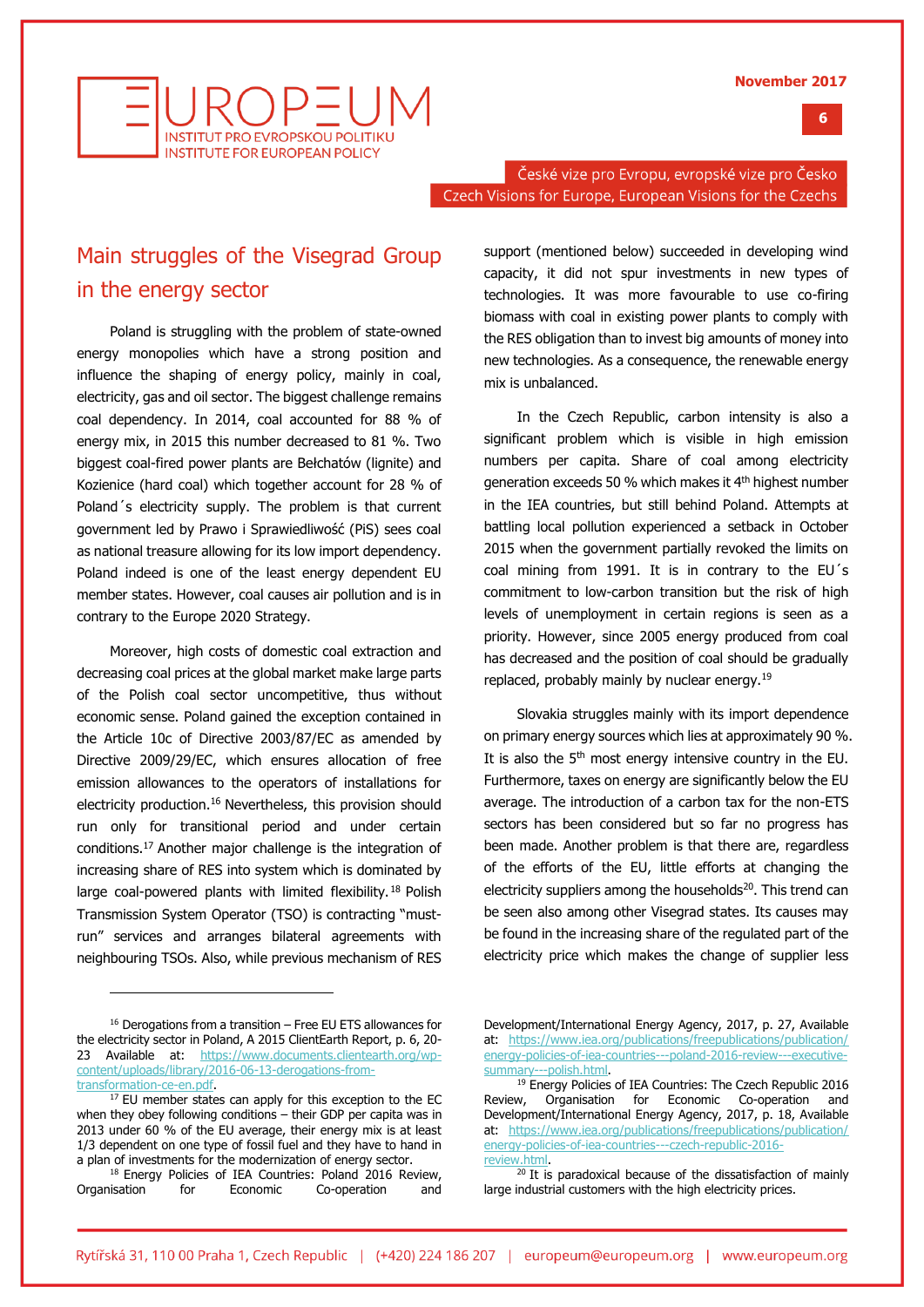## Main struggles of the Visegrad Group in the energy sector

Poland is struggling with the problem of state-owned energy monopolies which have a strong position and influence the shaping of energy policy, mainly in coal, electricity, gas and oil sector. The biggest challenge remains coal dependency. In 2014, coal accounted for 88 % of energy mix, in 2015 this number decreased to 81 %. Two biggest coal-fired power plants are Bełchatów (lignite) and Kozienice (hard coal) which together account for 28 % of Poland´s electricity supply. The problem is that current government led by Prawo i Sprawiedliwość (PiS) sees coal as national treasure allowing for its low import dependency. Poland indeed is one of the least energy dependent EU member states. However, coal causes air pollution and is in contrary to the Europe 2020 Strategy.

Moreover, high costs of domestic coal extraction and decreasing coal prices at the global market make large parts of the Polish coal sector uncompetitive, thus without economic sense. Poland gained the exception contained in the Article 10c of Directive 2003/87/EC as amended by Directive 2009/29/EC, which ensures allocation of free emission allowances to the operators of installations for electricity production.[16] Nevertheless, this provision should run only for transitional period and under certain conditions.[17] Another major challenge is the integration of increasing share of RES into system which is dominated by large coal-powered plants with limited flexibility.[18] Polish Transmission System Operator (TSO) is contracting "must-run" services and arranges bilateral agreements with neighbouring TSOs. Also, while previous mechanism of RES support (mentioned below) succeeded in developing wind capacity, it did not spur investments in new types of technologies. It was more favourable to use co-firing biomass with coal in existing power plants to comply with the RES obligation than to invest big amounts of money into new technologies. As a consequence, the renewable energy mix is unbalanced.

In the Czech Republic, carbon intensity is also a significant problem which is visible in high emission numbers per capita. Share of coal among electricity generation exceeds 50 % which makes it 4th highest number in the IEA countries, but still behind Poland. Attempts at battling local pollution experienced a setback in October 2015 when the government partially revoked the limits on coal mining from 1991. It is in contrary to the EU´s commitment to low-carbon transition but the risk of high levels of unemployment in certain regions is seen as a priority. However, since 2005 energy produced from coal has decreased and the position of coal should be gradually replaced, probably mainly by nuclear energy.[19]

Slovakia struggles mainly with its import dependence on primary energy sources which lies at approximately 90 %. It is also the 5th most energy intensive country in the EU. Furthermore, taxes on energy are significantly below the EU average. The introduction of a carbon tax for the non-ETS sectors has been considered but so far no progress has been made. Another problem is that there are, regardless of the efforts of the EU, little efforts at changing the electricity suppliers among the households[20]. This trend can be seen also among other Visegrad states. Its causes may be found in the increasing share of the regulated part of the electricity price which makes the change of supplier less

---

[16] Derogations from a transition – Free EU ETS allowances for the electricity sector in Poland, A 2015 ClientEarth Report, p. 6, 20-23 Available at: https://www.documents.clientearth.org/wp-content/uploads/library/2016-06-13-derogations-from-transformation-ce-en.pdf.

[17] EU member states can apply for this exception to the EC when they obey following conditions – their GDP per capita was in 2013 under 60 % of the EU average, their energy mix is at least 1/3 dependent on one type of fossil fuel and they have to hand in a plan of investments for the modernization of energy sector.

[18] Energy Policies of IEA Countries: Poland 2016 Review, Organisation for Economic Co-operation and Development/International Energy Agency, 2017, p. 27, Available at: https://www.iea.org/publications/freepublications/publication/energy-policies-of-iea-countries---poland-2016-review---executive-summary---polish.html.

[19] Energy Policies of IEA Countries: The Czech Republic 2016 Review, Organisation for Economic Co-operation and Development/International Energy Agency, 2017, p. 18, Available at: https://www.iea.org/publications/freepublications/publication/energy-policies-of-iea-countries---czech-republic-2016-review.html.

[20] It is paradoxical because of the dissatisfaction of mainly large industrial customers with the high electricity prices.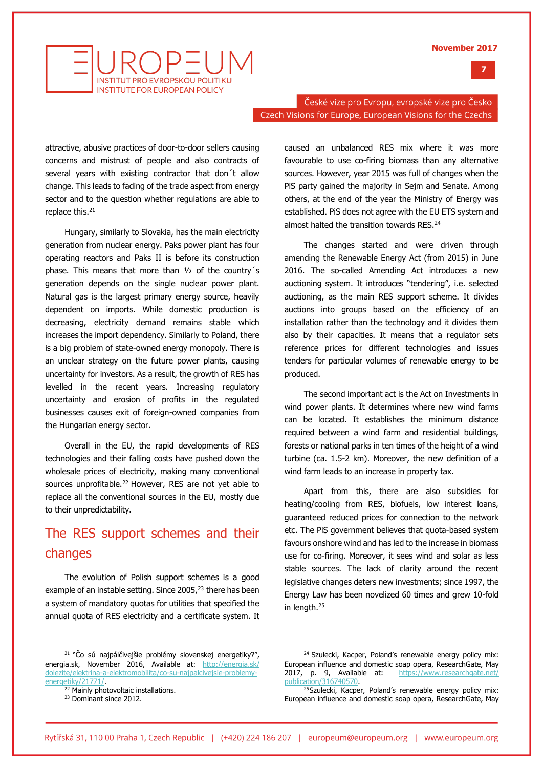attractive, abusive practices of door-to-door sellers causing concerns and mistrust of people and also contracts of several years with existing contractor that don´t allow change. This leads to fading of the trade aspect from energy sector and to the question whether regulations are able to replace this.[21]

Hungary, similarly to Slovakia, has the main electricity generation from nuclear energy. Paks power plant has four operating reactors and Paks II is before its construction phase. This means that more than ½ of the country´s generation depends on the single nuclear power plant. Natural gas is the largest primary energy source, heavily dependent on imports. While domestic production is decreasing, electricity demand remains stable which increases the import dependency. Similarly to Poland, there is a big problem of state-owned energy monopoly. There is an unclear strategy on the future power plants, causing uncertainty for investors. As a result, the growth of RES has levelled in the recent years. Increasing regulatory uncertainty and erosion of profits in the regulated businesses causes exit of foreign-owned companies from the Hungarian energy sector.

Overall in the EU, the rapid developments of RES technologies and their falling costs have pushed down the wholesale prices of electricity, making many conventional sources unprofitable.[22] However, RES are not yet able to replace all the conventional sources in the EU, mostly due to their unpredictability.

## The RES support schemes and their changes

The evolution of Polish support schemes is a good example of an instable setting. Since 2005,[23] there has been a system of mandatory quotas for utilities that specified the annual quota of RES electricity and a certificate system. It caused an unbalanced RES mix where it was more favourable to use co-firing biomass than any alternative sources. However, year 2015 was full of changes when the PiS party gained the majority in Sejm and Senate. Among others, at the end of the year the Ministry of Energy was established. PiS does not agree with the EU ETS system and almost halted the transition towards RES.[24]

The changes started and were driven through amending the Renewable Energy Act (from 2015) in June 2016. The so-called Amending Act introduces a new auctioning system. It introduces "tendering", i.e. selected auctioning, as the main RES support scheme. It divides auctions into groups based on the efficiency of an installation rather than the technology and it divides them also by their capacities. It means that a regulator sets reference prices for different technologies and issues tenders for particular volumes of renewable energy to be produced.

The second important act is the Act on Investments in wind power plants. It determines where new wind farms can be located. It establishes the minimum distance required between a wind farm and residential buildings, forests or national parks in ten times of the height of a wind turbine (ca. 1.5-2 km). Moreover, the new definition of a wind farm leads to an increase in property tax.

Apart from this, there are also subsidies for heating/cooling from RES, biofuels, low interest loans, guaranteed reduced prices for connection to the network etc. The PiS government believes that quota-based system favours onshore wind and has led to the increase in biomass use for co-firing. Moreover, it sees wind and solar as less stable sources. The lack of clarity around the recent legislative changes deters new investments; since 1997, the Energy Law has been novelized 60 times and grew 10-fold in length.[25]

---

[21] "Čo sú najpálčivejšie problémy slovenskej energetiky?", energia.sk, November 2016, Available at: http://energia.sk/dolezite/elektrina-a-elektromobilita/co-su-najpalcivejsie-problemy-energetiky/21771/.

[22] Mainly photovoltaic installations.

[23] Dominant since 2012.

[24] Szulecki, Kacper, Poland's renewable energy policy mix: European influence and domestic soap opera, ResearchGate, May 2017, p. 9, Available at: https://www.researchgate.net/publication/316740570.

[25] Szulecki, Kacper, Poland's renewable energy policy mix: European influence and domestic soap opera, ResearchGate, May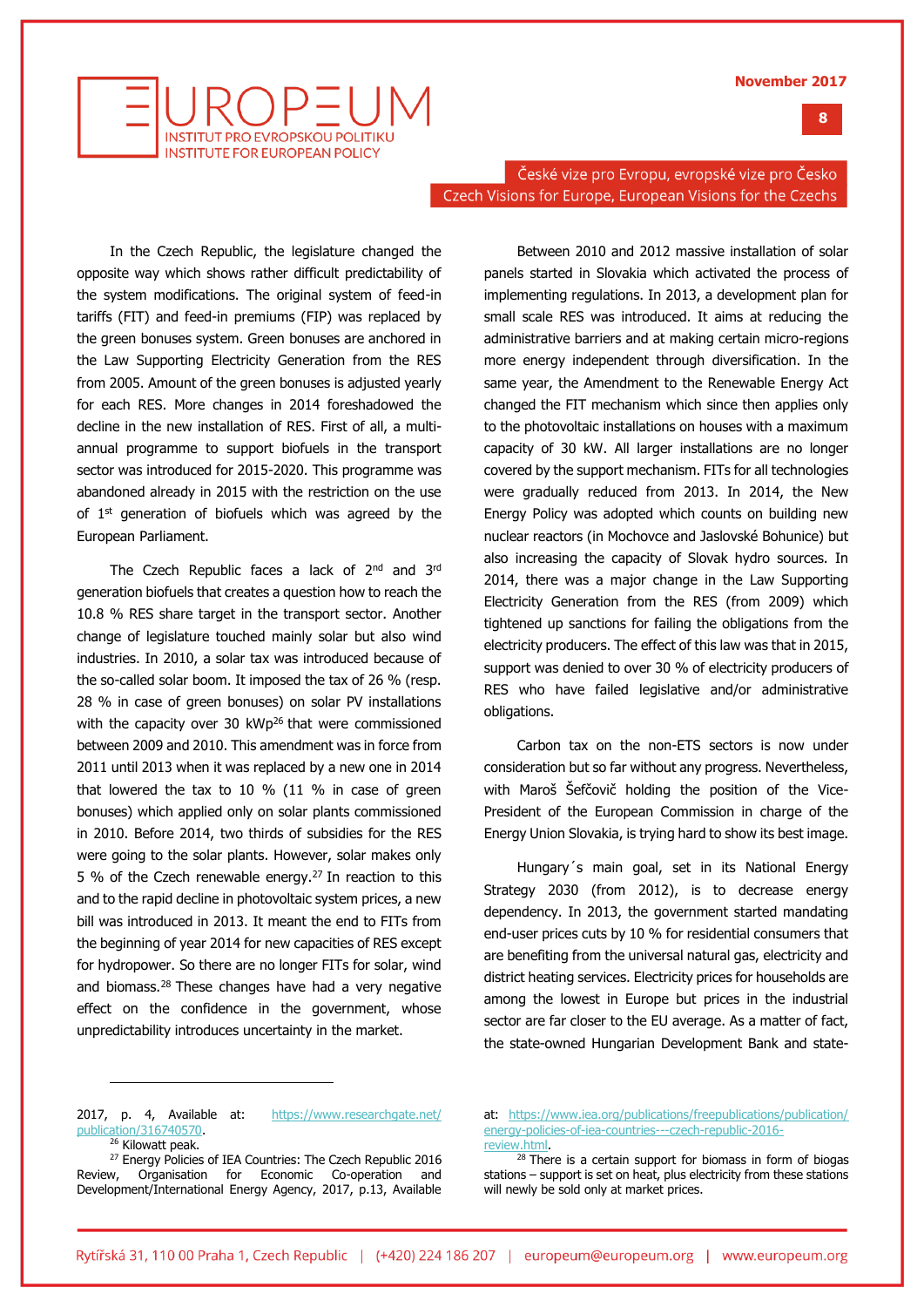In the Czech Republic, the legislature changed the opposite way which shows rather difficult predictability of the system modifications. The original system of feed-in tariffs (FIT) and feed-in premiums (FIP) was replaced by the green bonuses system. Green bonuses are anchored in the Law Supporting Electricity Generation from the RES from 2005. Amount of the green bonuses is adjusted yearly for each RES. More changes in 2014 foreshadowed the decline in the new installation of RES. First of all, a multi-annual programme to support biofuels in the transport sector was introduced for 2015-2020. This programme was abandoned already in 2015 with the restriction on the use of 1st generation of biofuels which was agreed by the European Parliament.

The Czech Republic faces a lack of 2nd and 3rd generation biofuels that creates a question how to reach the 10.8 % RES share target in the transport sector. Another change of legislature touched mainly solar but also wind industries. In 2010, a solar tax was introduced because of the so-called solar boom. It imposed the tax of 26 % (resp. 28 % in case of green bonuses) on solar PV installations with the capacity over 30 kWp[26] that were commissioned between 2009 and 2010. This amendment was in force from 2011 until 2013 when it was replaced by a new one in 2014 that lowered the tax to 10 % (11 % in case of green bonuses) which applied only on solar plants commissioned in 2010. Before 2014, two thirds of subsidies for the RES were going to the solar plants. However, solar makes only 5 % of the Czech renewable energy.[27] In reaction to this and to the rapid decline in photovoltaic system prices, a new bill was introduced in 2013. It meant the end to FITs from the beginning of year 2014 for new capacities of RES except for hydropower. So there are no longer FITs for solar, wind and biomass.[28] These changes have had a very negative effect on the confidence in the government, whose unpredictability introduces uncertainty in the market.

Between 2010 and 2012 massive installation of solar panels started in Slovakia which activated the process of implementing regulations. In 2013, a development plan for small scale RES was introduced. It aims at reducing the administrative barriers and at making certain micro-regions more energy independent through diversification. In the same year, the Amendment to the Renewable Energy Act changed the FIT mechanism which since then applies only to the photovoltaic installations on houses with a maximum capacity of 30 kW. All larger installations are no longer covered by the support mechanism. FITs for all technologies were gradually reduced from 2013. In 2014, the New Energy Policy was adopted which counts on building new nuclear reactors (in Mochovce and Jaslovské Bohunice) but also increasing the capacity of Slovak hydro sources. In 2014, there was a major change in the Law Supporting Electricity Generation from the RES (from 2009) which tightened up sanctions for failing the obligations from the electricity producers. The effect of this law was that in 2015, support was denied to over 30 % of electricity producers of RES who have failed legislative and/or administrative obligations.

Carbon tax on the non-ETS sectors is now under consideration but so far without any progress. Nevertheless, with Maroš Šefčovič holding the position of the Vice-President of the European Commission in charge of the Energy Union Slovakia, is trying hard to show its best image.

Hungary´s main goal, set in its National Energy Strategy 2030 (from 2012), is to decrease energy dependency. In 2013, the government started mandating end-user prices cuts by 10 % for residential consumers that are benefiting from the universal natural gas, electricity and district heating services. Electricity prices for households are among the lowest in Europe but prices in the industrial sector are far closer to the EU average. As a matter of fact, the state-owned Hungarian Development Bank and state-

---

2017, p. 4, Available at: https://www.researchgate.net/publication/316740570.

[26] Kilowatt peak.

[27] Energy Policies of IEA Countries: The Czech Republic 2016 Review, Organisation for Economic Co-operation and Development/International Energy Agency, 2017, p.13, Available at: https://www.iea.org/publications/freepublications/publication/energy-policies-of-iea-countries---czech-republic-2016-review.html.

[28] There is a certain support for biomass in form of biogas stations – support is set on heat, plus electricity from these stations will newly be sold only at market prices.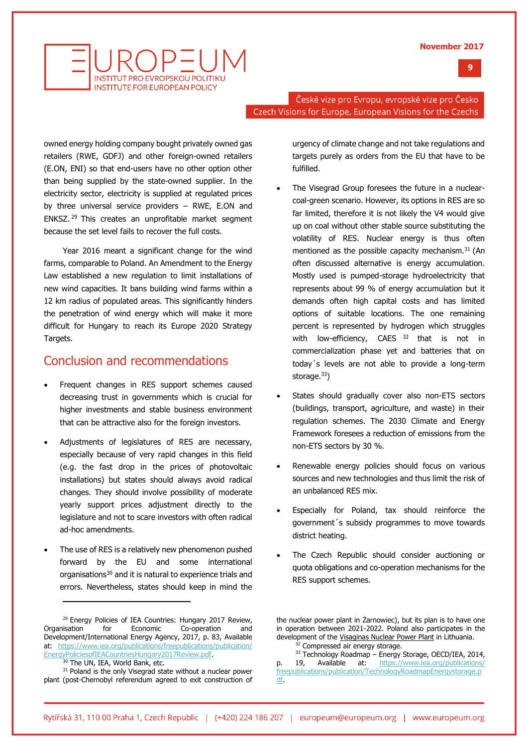owned energy holding company bought privately owned gas retailers (RWE, GDFJ) and other foreign-owned retailers (E.ON, ENI) so that end-users have no other option other than being supplied by the state-owned supplier. In the electricity sector, electricity is supplied at regulated prices by three universal service providers – RWE, E.ON and ENKSZ.[29] This creates an unprofitable market segment because the set level fails to recover the full costs.

Year 2016 meant a significant change for the wind farms, comparable to Poland. An Amendment to the Energy Law established a new regulation to limit installations of new wind capacities. It bans building wind farms within a 12 km radius of populated areas. This significantly hinders the penetration of wind energy which will make it more difficult for Hungary to reach its Europe 2020 Strategy Targets.

## Conclusion and recommendations

- Frequent changes in RES support schemes caused decreasing trust in governments which is crucial for higher investments and stable business environment that can be attractive also for the foreign investors.
- Adjustments of legislatures of RES are necessary, especially because of very rapid changes in this field (e.g. the fast drop in the prices of photovoltaic installations) but states should always avoid radical changes. They should involve possibility of moderate yearly support prices adjustment directly to the legislature and not to scare investors with often radical ad-hoc amendments.
- The use of RES is a relatively new phenomenon pushed forward by the EU and some international organisations[30] and it is natural to experience trials and errors. Nevertheless, states should keep in mind the urgency of climate change and not take regulations and targets purely as orders from the EU that have to be fulfilled.
- The Visegrad Group foresees the future in a nuclear-coal-green scenario. However, its options in RES are so far limited, therefore it is not likely the V4 would give up on coal without other stable source substituting the volatility of RES. Nuclear energy is thus often mentioned as the possible capacity mechanism.[31] (An often discussed alternative is energy accumulation. Mostly used is pumped-storage hydroelectricity that represents about 99 % of energy accumulation but it demands often high capital costs and has limited options of suitable locations. The one remaining percent is represented by hydrogen which struggles with low-efficiency, CAES [32] that is not in commercialization phase yet and batteries that on today´s levels are not able to provide a long-term storage.[33])
- States should gradually cover also non-ETS sectors (buildings, transport, agriculture, and waste) in their regulation schemes. The 2030 Climate and Energy Framework foresees a reduction of emissions from the non-ETS sectors by 30 %.
- Renewable energy policies should focus on various sources and new technologies and thus limit the risk of an unbalanced RES mix.
- Especially for Poland, tax should reinforce the government´s subsidy programmes to move towards district heating.
- The Czech Republic should consider auctioning or quota obligations and co-operation mechanisms for the RES support schemes.

---

[29] Energy Policies of IEA Countries: Hungary 2017 Review, Organisation for Economic Co-operation and Development/International Energy Agency, 2017, p. 83, Available at: https://www.iea.org/publications/freepublications/publication/EnergyPoliciesofIEACountriesHungary2017Review.pdf.

[30] The UN, IEA, World Bank, etc.

[31] Poland is the only Visegrad state without a nuclear power plant (post-Chernobyl referendum agreed to exit construction of the nuclear power plant in Żarnowiec), but its plan is to have one in operation between 2021-2022. Poland also participates in the development of the Visaginas Nuclear Power Plant in Lithuania.

[32] Compressed air energy storage.

[33] Technology Roadmap – Energy Storage, OECD/IEA, 2014, p. 19, Available at: https://www.iea.org/publications/freepublications/publication/TechnologyRoadmapEnergystorage.pdf.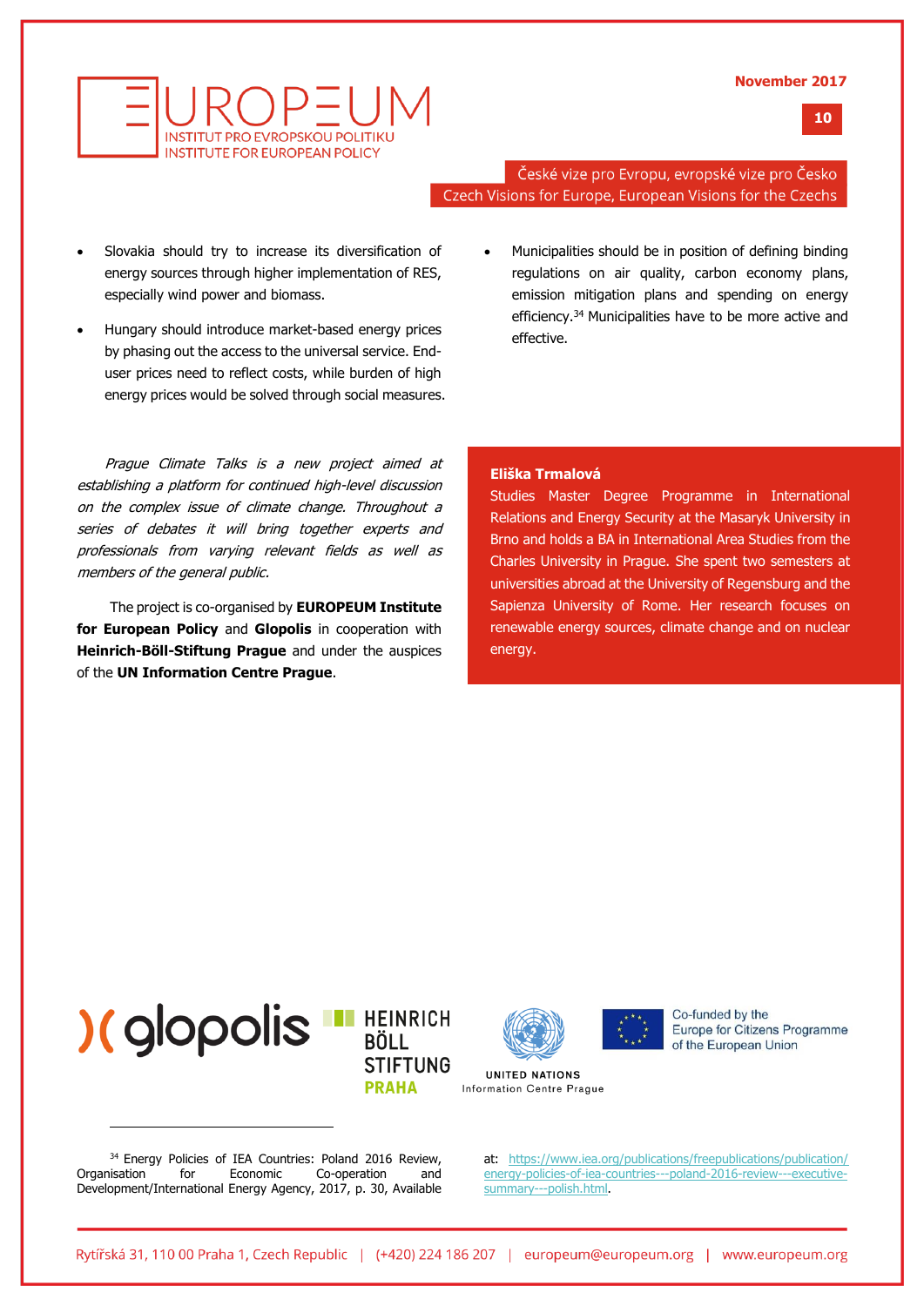- Slovakia should try to increase its diversification of energy sources through higher implementation of RES, especially wind power and biomass.
- Hungary should introduce market-based energy prices by phasing out the access to the universal service. End-user prices need to reflect costs, while burden of high energy prices would be solved through social measures.
- Municipalities should be in position of defining binding regulations on air quality, carbon economy plans, emission mitigation plans and spending on energy efficiency.[34] Municipalities have to be more active and effective.

*Prague Climate Talks is a new project aimed at establishing a platform for continued high-level discussion on the complex issue of climate change. Throughout a series of debates it will bring together experts and professionals from varying relevant fields as well as members of the general public.*

The project is co-organised by **EUROPEUM Institute for European Policy** and **Glopolis** in cooperation with **Heinrich-Böll-Stiftung Prague** and under the auspices of the **UN Information Centre Prague**.

**Eliška Trmalová**

Studies Master Degree Programme in International Relations and Energy Security at the Masaryk University in Brno and holds a BA in International Area Studies from the Charles University in Prague. She spent two semesters at universities abroad at the University of Regensburg and the Sapienza University of Rome. Her research focuses on renewable energy sources, climate change and on nuclear energy.

glopolis

HEINRICH BÖLL STIFTUNG PRAHA

UNITED NATIONS Information Centre Prague

Co-funded by the Europe for Citizens Programme of the European Union

[34] Energy Policies of IEA Countries: Poland 2016 Review, Organisation for Economic Co-operation and Development/International Energy Agency, 2017, p. 30, Available at: https://www.iea.org/publications/freepublications/publication/energy-policies-of-iea-countries---poland-2016-review---executive-summary---polish.html.